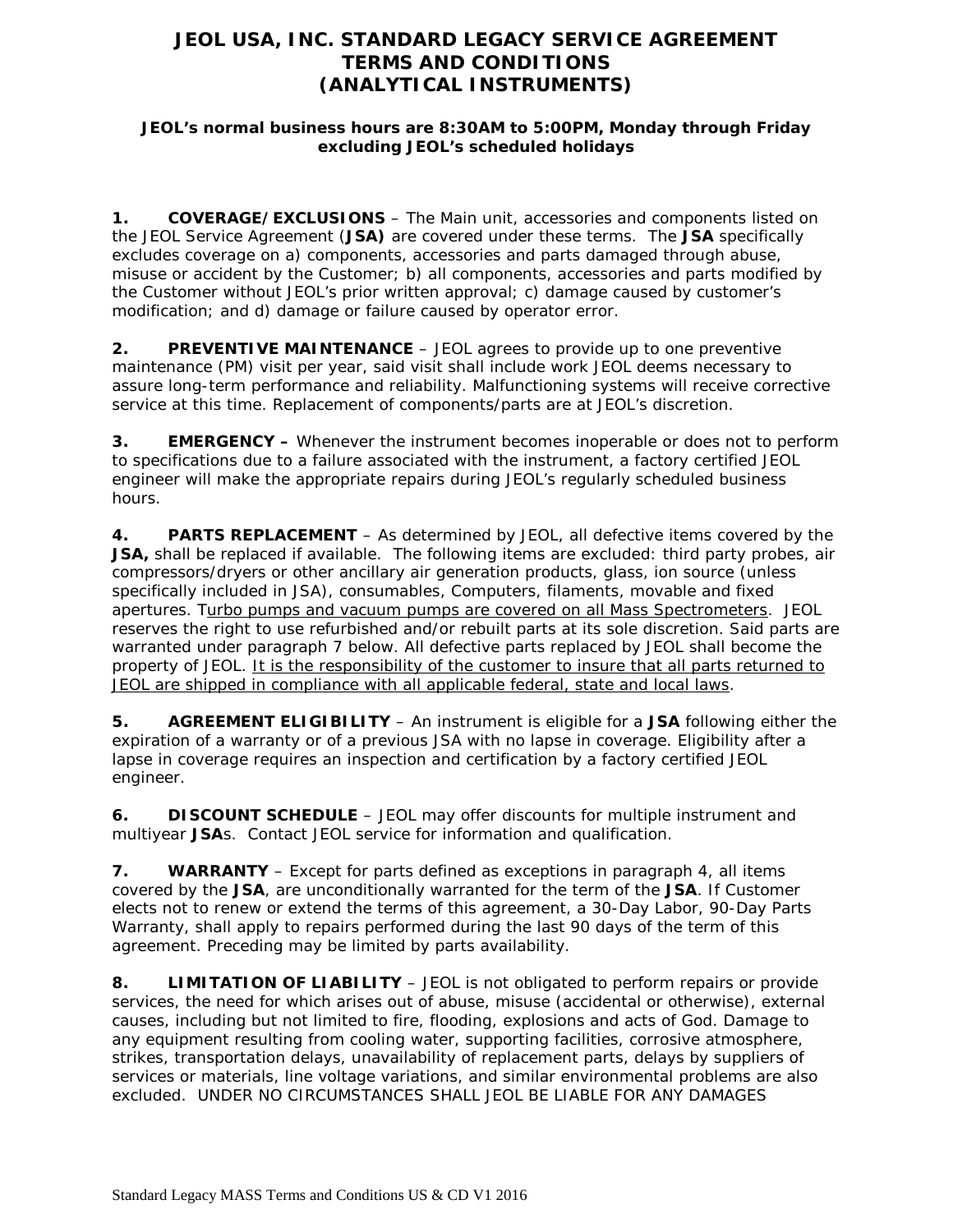# JEOL USA, INC. STANDARD LEGACY SERVICE AGREEMENT TERMS AND CONDITIONS (ANALYTICAL INSTRUMENTS)

**JEOL's normal business hours are 8:30AM to 5:00PM, Monday through Friday excluding JEOL's scheduled holidays**

**1. COVERAGE/EXCLUSIONS** – The Main unit, accessories and components listed on the JEOL Service Agreement (**JSA)** are covered under these terms. The **JSA** specifically excludes coverage on a) components, accessories and parts damaged through abuse, misuse or accident by the Customer; b) all components, accessories and parts modified by the Customer without JEOL's prior written approval; c) damage caused by customer's modification; and d) damage or failure caused by operator error.

**2. PREVENTIVE MAINTENANCE** – JEOL agrees to provide up to one preventive maintenance (PM) visit per year, said visit shall include work JEOL deems necessary to assure long-term performance and reliability. Malfunctioning systems will receive corrective service at this time. Replacement of components/parts are at JEOL's discretion.

**3. EMERGENCY –** Whenever the instrument becomes inoperable or does not to perform to specifications due to a failure associated with the instrument, a factory certified JEOL engineer will make the appropriate repairs during JEOL's regularly scheduled business hours.

**4. PARTS REPLACEMENT** – As determined by JEOL, all defective items covered by the **JSA,** shall be replaced if available. The following items are excluded: third party probes, air compressors/dryers or other ancillary air generation products, glass, ion source (unless specifically included in JSA), consumables, Computers, filaments, movable and fixed apertures. <u>Turbo pumps and vacuum pumps are covered on all Mass Spectrometers</u>. JEOL reserves the right to use refurbished and/or rebuilt parts at its sole discretion. Said parts are warranted under paragraph 7 below. All defective parts replaced by JEOL shall become the property of JEOL. <u>It is the responsibility of the customer to insure that all parts returned to JEOL are shipped in compliance with all applicable federal, state and local laws</u>.

**5. AGREEMENT ELIGIBILITY** – An instrument is eligible for a **JSA** following either the expiration of a warranty or of a previous JSA with no lapse in coverage. Eligibility after a lapse in coverage requires an inspection and certification by a factory certified JEOL engineer.

**6. DISCOUNT SCHEDULE** – JEOL may offer discounts for multiple instrument and multiyear **JSA**s. Contact JEOL service for information and qualification.

**7. WARRANTY** – Except for parts defined as exceptions in paragraph 4, all items covered by the **JSA**, are unconditionally warranted for the term of the **JSA**. If Customer elects not to renew or extend the terms of this agreement, a 30-Day Labor, 90-Day Parts Warranty, shall apply to repairs performed during the last 90 days of the term of this agreement. Preceding may be limited by parts availability.

**8. LIMITATION OF LIABILITY** – JEOL is not obligated to perform repairs or provide services, the need for which arises out of abuse, misuse (accidental or otherwise), external causes, including but not limited to fire, flooding, explosions and acts of God. Damage to any equipment resulting from cooling water, supporting facilities, corrosive atmosphere, strikes, transportation delays, unavailability of replacement parts, delays by suppliers of services or materials, line voltage variations, and similar environmental problems are also excluded. UNDER NO CIRCUMSTANCES SHALL JEOL BE LIABLE FOR ANY DAMAGES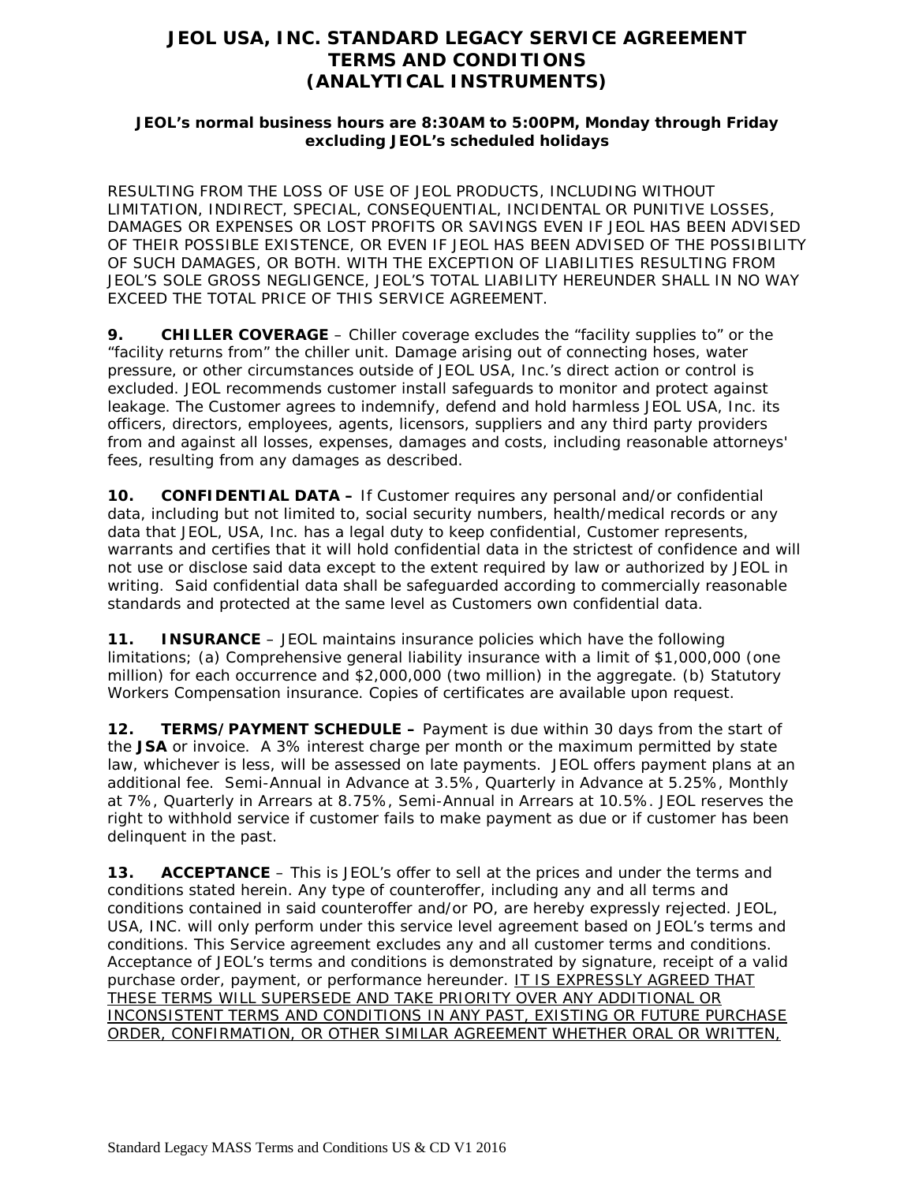# JEOL USA, INC. STANDARD LEGACY SERVICE AGREEMENT TERMS AND CONDITIONS (ANALYTICAL INSTRUMENTS)

**JEOL's normal business hours are 8:30AM to 5:00PM, Monday through Friday excluding JEOL's scheduled holidays**

RESULTING FROM THE LOSS OF USE OF JEOL PRODUCTS, INCLUDING WITHOUT LIMITATION, INDIRECT, SPECIAL, CONSEQUENTIAL, INCIDENTAL OR PUNITIVE LOSSES, DAMAGES OR EXPENSES OR LOST PROFITS OR SAVINGS EVEN IF JEOL HAS BEEN ADVISED OF THEIR POSSIBLE EXISTENCE, OR EVEN IF JEOL HAS BEEN ADVISED OF THE POSSIBILITY OF SUCH DAMAGES, OR BOTH. WITH THE EXCEPTION OF LIABILITIES RESULTING FROM JEOL'S SOLE GROSS NEGLIGENCE, JEOL'S TOTAL LIABILITY HEREUNDER SHALL IN NO WAY EXCEED THE TOTAL PRICE OF THIS SERVICE AGREEMENT.

**9. CHILLER COVERAGE** – Chiller coverage excludes the "facility supplies to" or the "facility returns from" the chiller unit. Damage arising out of connecting hoses, water pressure, or other circumstances outside of JEOL USA, Inc.'s direct action or control is excluded. JEOL recommends customer install safeguards to monitor and protect against leakage. The Customer agrees to indemnify, defend and hold harmless JEOL USA, Inc. its officers, directors, employees, agents, licensors, suppliers and any third party providers from and against all losses, expenses, damages and costs, including reasonable attorneys' fees, resulting from any damages as described.

**10. CONFIDENTIAL DATA –** If Customer requires any personal and/or confidential data, including but not limited to, social security numbers, health/medical records or any data that JEOL, USA, Inc. has a legal duty to keep confidential, Customer represents, warrants and certifies that it will hold confidential data in the strictest of confidence and will not use or disclose said data except to the extent required by law or authorized by JEOL in writing. Said confidential data shall be safeguarded according to commercially reasonable standards and protected at the same level as Customers own confidential data.

**11. INSURANCE** – JEOL maintains insurance policies which have the following limitations; (a) Comprehensive general liability insurance with a limit of $1,000,000 (one million) for each occurrence and $2,000,000 (two million) in the aggregate. (b) Statutory Workers Compensation insurance. Copies of certificates are available upon request.

**12. TERMS/PAYMENT SCHEDULE –** Payment is due within 30 days from the start of the **JSA** or invoice. A 3% interest charge per month or the maximum permitted by state law, whichever is less, will be assessed on late payments. JEOL offers payment plans at an additional fee. Semi-Annual in Advance at 3.5%, Quarterly in Advance at 5.25%, Monthly at 7%, Quarterly in Arrears at 8.75%, Semi-Annual in Arrears at 10.5%. JEOL reserves the right to withhold service if customer fails to make payment as due or if customer has been delinquent in the past.

**13. ACCEPTANCE** – This is JEOL's offer to sell at the prices and under the terms and conditions stated herein. Any type of counteroffer, including any and all terms and conditions contained in said counteroffer and/or PO, are hereby expressly rejected. JEOL, USA, INC. will only perform under this service level agreement based on JEOL's terms and conditions. This Service agreement excludes any and all customer terms and conditions. Acceptance of JEOL's terms and conditions is demonstrated by signature, receipt of a valid purchase order, payment, or performance hereunder. <u>IT IS EXPRESSLY AGREED THAT THESE TERMS WILL SUPERSEDE AND TAKE PRIORITY OVER ANY ADDITIONAL OR INCONSISTENT TERMS AND CONDITIONS IN ANY PAST, EXISTING OR FUTURE PURCHASE ORDER, CONFIRMATION, OR OTHER SIMILAR AGREEMENT WHETHER ORAL OR WRITTEN,</u>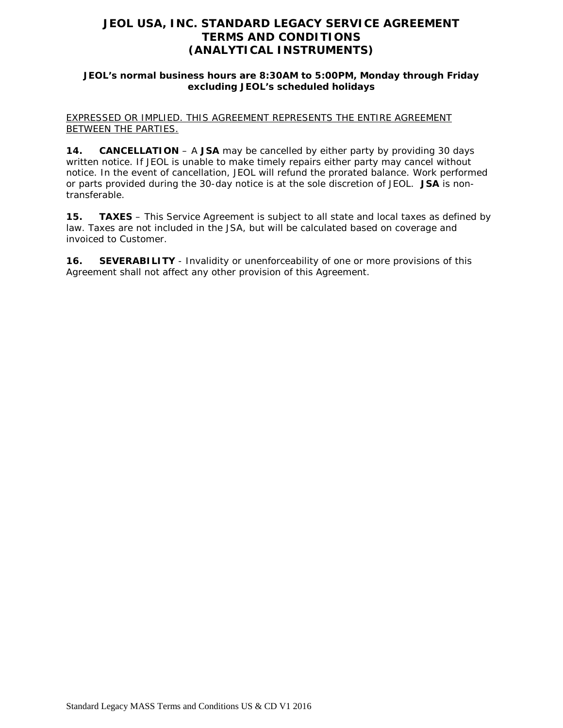# JEOL USA, INC. STANDARD LEGACY SERVICE AGREEMENT TERMS AND CONDITIONS (ANALYTICAL INSTRUMENTS)

**JEOL's normal business hours are 8:30AM to 5:00PM, Monday through Friday excluding JEOL's scheduled holidays**

<u>EXPRESSED OR IMPLIED. THIS AGREEMENT REPRESENTS THE ENTIRE AGREEMENT BETWEEN THE PARTIES.</u>

**14. CANCELLATION** – A **JSA** may be cancelled by either party by providing 30 days written notice. If JEOL is unable to make timely repairs either party may cancel without notice. In the event of cancellation, JEOL will refund the prorated balance. Work performed or parts provided during the 30-day notice is at the sole discretion of JEOL. **JSA** is non-transferable.

**15. TAXES** – This Service Agreement is subject to all state and local taxes as defined by law. Taxes are not included in the JSA, but will be calculated based on coverage and invoiced to Customer.

**16. SEVERABILITY** - Invalidity or unenforceability of one or more provisions of this Agreement shall not affect any other provision of this Agreement.